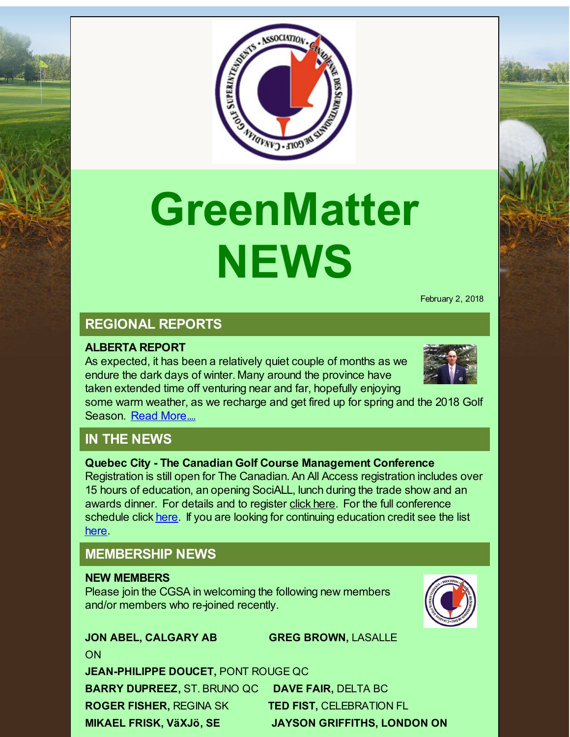# GreenMatter NEWS

February 2, 2018

## REGIONAL REPORTS

**ALBERTA REPORT**

As expected, it has been a relatively quiet couple of months as we endure the dark days of winter. Many around the province have taken extended time off venturing near and far, hopefully enjoying some warm weather, as we recharge and get fired up for spring and the 2018 Golf Season. Read More....

## IN THE NEWS

**Quebec City - The Canadian Golf Course Management Conference**

Registration is still open for The Canadian. An All Access registration includes over 15 hours of education, an opening SociALL, lunch during the trade show and an awards dinner. For details and to register click here. For the full conference schedule click here. If you are looking for continuing education credit see the list here.

## MEMBERSHIP NEWS

**NEW MEMBERS**

Please join the CGSA in welcoming the following new members and/or members who re-joined recently.

**JON ABEL, CALGARY AB**

**GREG BROWN,** LASALLE ON

**JEAN-PHILIPPE DOUCET,** PONT ROUGE QC

**BARRY DUPREEZ,** ST. BRUNO QC

**DAVE FAIR,** DELTA BC

**ROGER FISHER,** REGINA SK

**TED FIST,** CELEBRATION FL

**MIKAEL FRISK, VäXJö, SE**

**JAYSON GRIFFITHS, LONDON ON**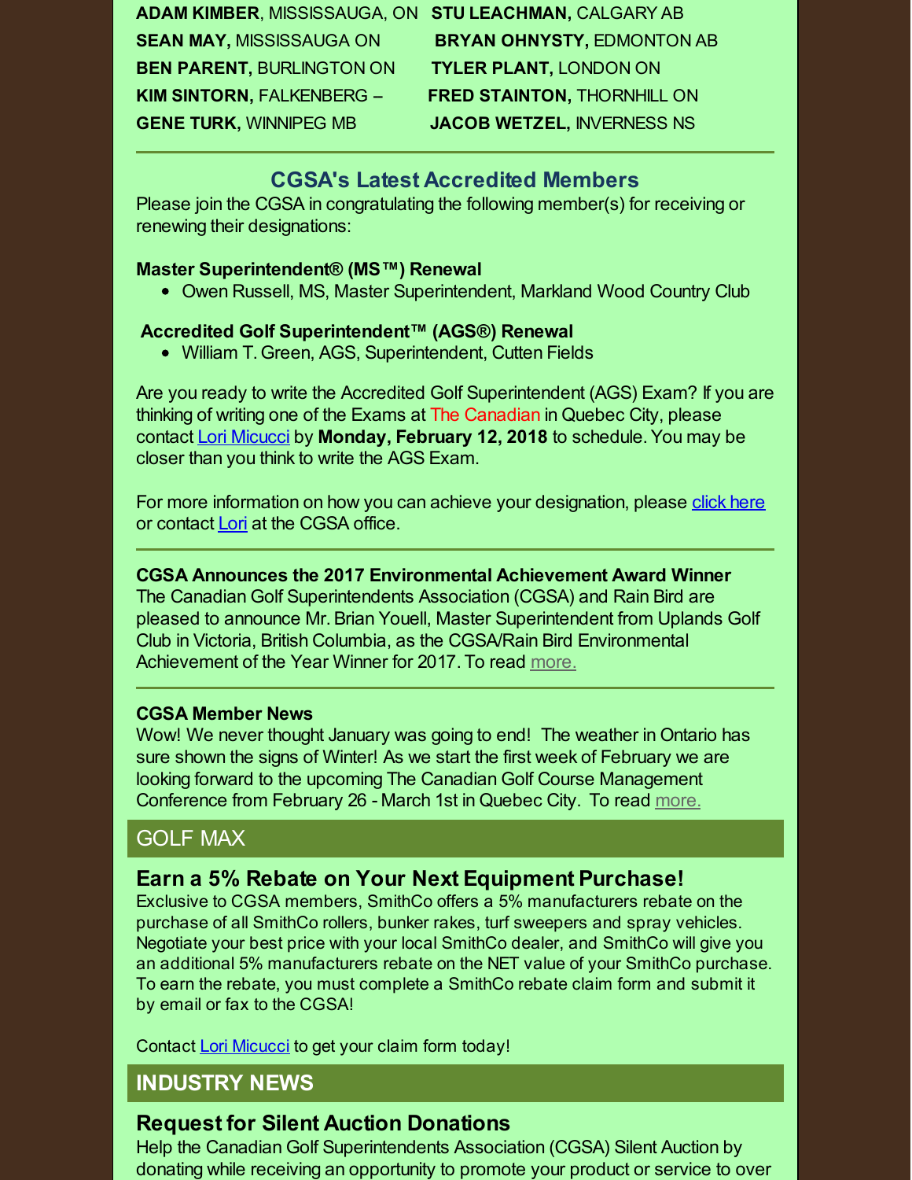**ADAM KIMBER**, MISSISSAUGA, ON
**SEAN MAY,** MISSISSAUGA ON
**BEN PARENT,** BURLINGTON ON
**KIM SINTORN,** FALKENBERG –
**GENE TURK,** WINNIPEG MB
**STU LEACHMAN,** CALGARY AB
**BRYAN OHNYSTY,** EDMONTON AB
**TYLER PLANT,** LONDON ON
**FRED STAINTON,** THORNHILL ON
**JACOB WETZEL,** INVERNESS NS

---

## CGSA's Latest Accredited Members

Please join the CGSA in congratulating the following member(s) for receiving or renewing their designations:

**Master Superintendent® (MS™) Renewal**

- Owen Russell, MS, Master Superintendent, Markland Wood Country Club

**Accredited Golf Superintendent™ (AGS®) Renewal**

- William T. Green, AGS, Superintendent, Cutten Fields

Are you ready to write the Accredited Golf Superintendent (AGS) Exam? If you are thinking of writing one of the Exams at The Canadian in Quebec City, please contact Lori Micucci by **Monday, February 12, 2018** to schedule. You may be closer than you think to write the AGS Exam.

For more information on how you can achieve your designation, please click here or contact Lori at the CGSA office.

---

**CGSA Announces the 2017 Environmental Achievement Award Winner**

The Canadian Golf Superintendents Association (CGSA) and Rain Bird are pleased to announce Mr. Brian Youell, Master Superintendent from Uplands Golf Club in Victoria, British Columbia, as the CGSA/Rain Bird Environmental Achievement of the Year Winner for 2017. To read more.

---

**CGSA Member News**

Wow! We never thought January was going to end! The weather in Ontario has sure shown the signs of Winter! As we start the first week of February we are looking forward to the upcoming The Canadian Golf Course Management Conference from February 26 - March 1st in Quebec City. To read more.

## GOLF MAX

### Earn a 5% Rebate on Your Next Equipment Purchase!

Exclusive to CGSA members, SmithCo offers a 5% manufacturers rebate on the purchase of all SmithCo rollers, bunker rakes, turf sweepers and spray vehicles. Negotiate your best price with your local SmithCo dealer, and SmithCo will give you an additional 5% manufacturers rebate on the NET value of your SmithCo purchase. To earn the rebate, you must complete a SmithCo rebate claim form and submit it by email or fax to the CGSA!

Contact Lori Micucci to get your claim form today!

## INDUSTRY NEWS

### Request for Silent Auction Donations

Help the Canadian Golf Superintendents Association (CGSA) Silent Auction by donating while receiving an opportunity to promote your product or service to over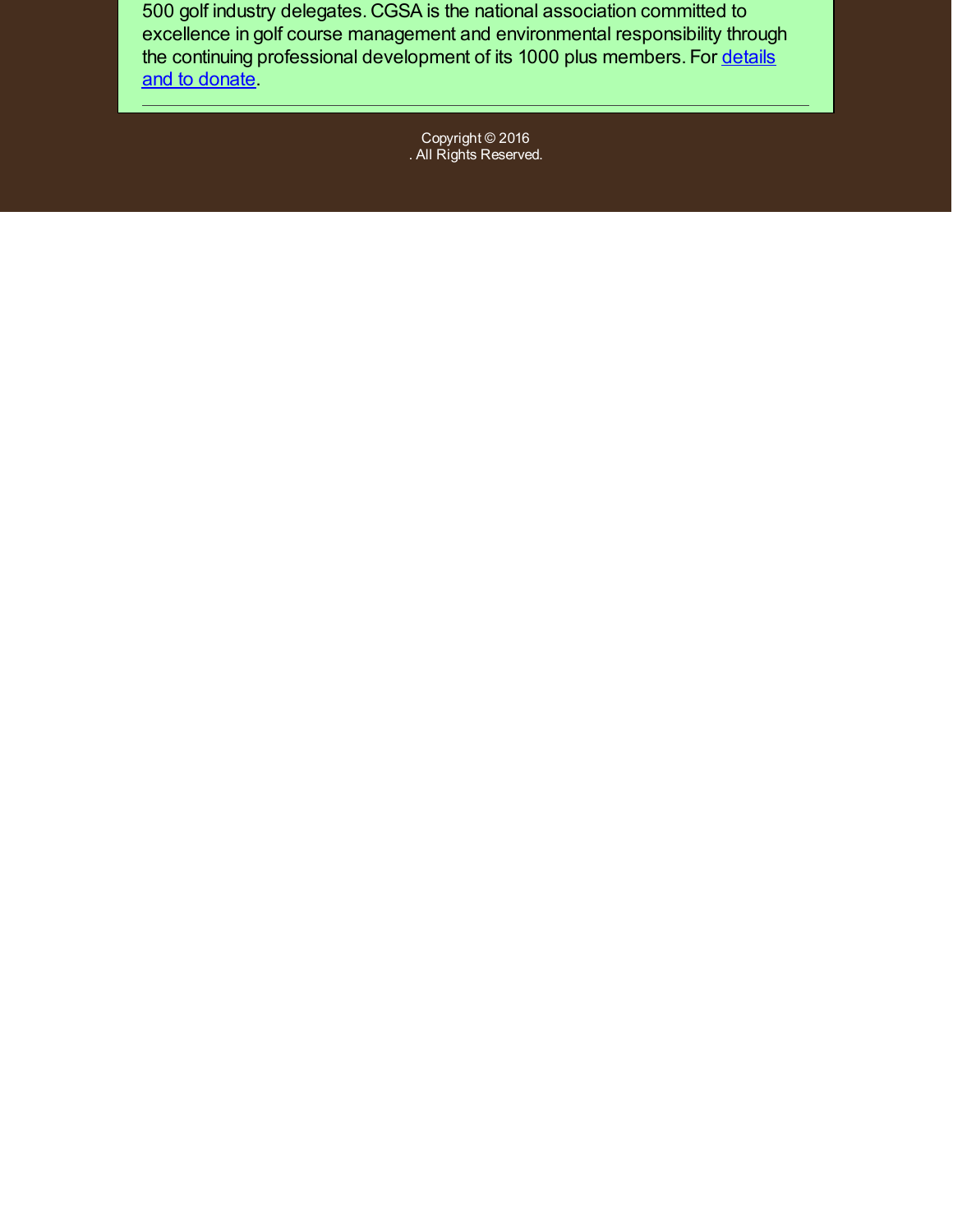500 golf industry delegates. CGSA is the national association committed to excellence in golf course management and environmental responsibility through the continuing professional development of its 1000 plus members. For details and to donate.

---

Copyright © 2016
. All Rights Reserved.